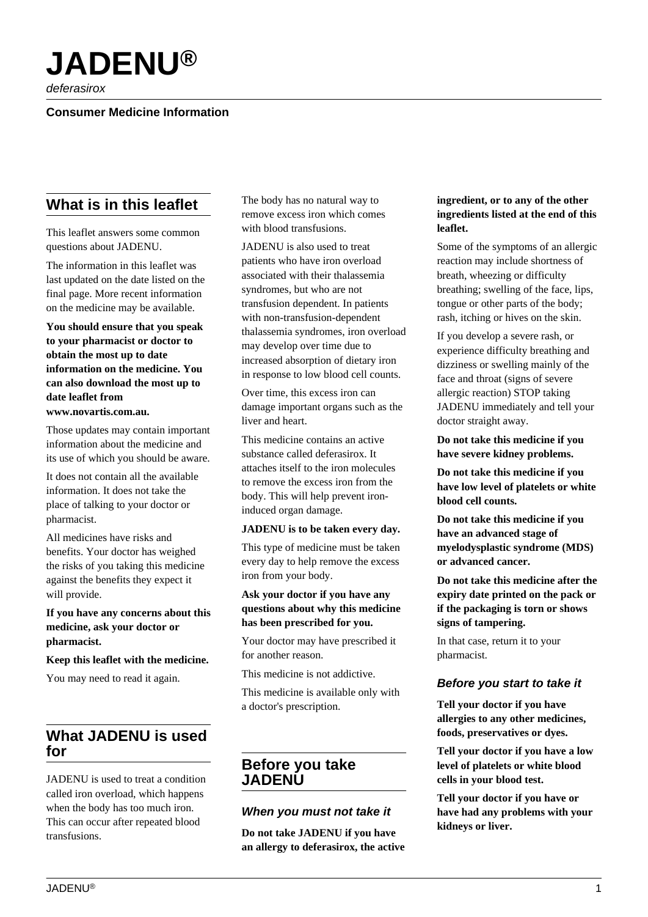# JADENU®

*deferasirox*

**Consumer Medicine Information**

## What is in this leaflet

This leaflet answers some common questions about JADENU.

The information in this leaflet was last updated on the date listed on the final page. More recent information on the medicine may be available.

**You should ensure that you speak to your pharmacist or doctor to obtain the most up to date information on the medicine. You can also download the most up to date leaflet from www.novartis.com.au.**

Those updates may contain important information about the medicine and its use of which you should be aware.

It does not contain all the available information. It does not take the place of talking to your doctor or pharmacist.

All medicines have risks and benefits. Your doctor has weighed the risks of you taking this medicine against the benefits they expect it will provide.

**If you have any concerns about this medicine, ask your doctor or pharmacist.**

**Keep this leaflet with the medicine.**

You may need to read it again.

## What JADENU is used for

JADENU is used to treat a condition called iron overload, which happens when the body has too much iron. This can occur after repeated blood transfusions.

The body has no natural way to remove excess iron which comes with blood transfusions.

JADENU is also used to treat patients who have iron overload associated with their thalassemia syndromes, but who are not transfusion dependent. In patients with non-transfusion-dependent thalassemia syndromes, iron overload may develop over time due to increased absorption of dietary iron in response to low blood cell counts.

Over time, this excess iron can damage important organs such as the liver and heart.

This medicine contains an active substance called deferasirox. It attaches itself to the iron molecules to remove the excess iron from the body. This will help prevent iron-induced organ damage.

**JADENU is to be taken every day.**

This type of medicine must be taken every day to help remove the excess iron from your body.

**Ask your doctor if you have any questions about why this medicine has been prescribed for you.**

Your doctor may have prescribed it for another reason.

This medicine is not addictive.

This medicine is available only with a doctor's prescription.

## Before you take JADENU

### When you must not take it

**Do not take JADENU if you have an allergy to deferasirox, the active ingredient, or to any of the other ingredients listed at the end of this leaflet.**

Some of the symptoms of an allergic reaction may include shortness of breath, wheezing or difficulty breathing; swelling of the face, lips, tongue or other parts of the body; rash, itching or hives on the skin.

If you develop a severe rash, or experience difficulty breathing and dizziness or swelling mainly of the face and throat (signs of severe allergic reaction) STOP taking JADENU immediately and tell your doctor straight away.

**Do not take this medicine if you have severe kidney problems.**

**Do not take this medicine if you have low level of platelets or white blood cell counts.**

**Do not take this medicine if you have an advanced stage of myelodysplastic syndrome (MDS) or advanced cancer.**

**Do not take this medicine after the expiry date printed on the pack or if the packaging is torn or shows signs of tampering.**

In that case, return it to your pharmacist.

### Before you start to take it

**Tell your doctor if you have allergies to any other medicines, foods, preservatives or dyes.**

**Tell your doctor if you have a low level of platelets or white blood cells in your blood test.**

**Tell your doctor if you have or have had any problems with your kidneys or liver.**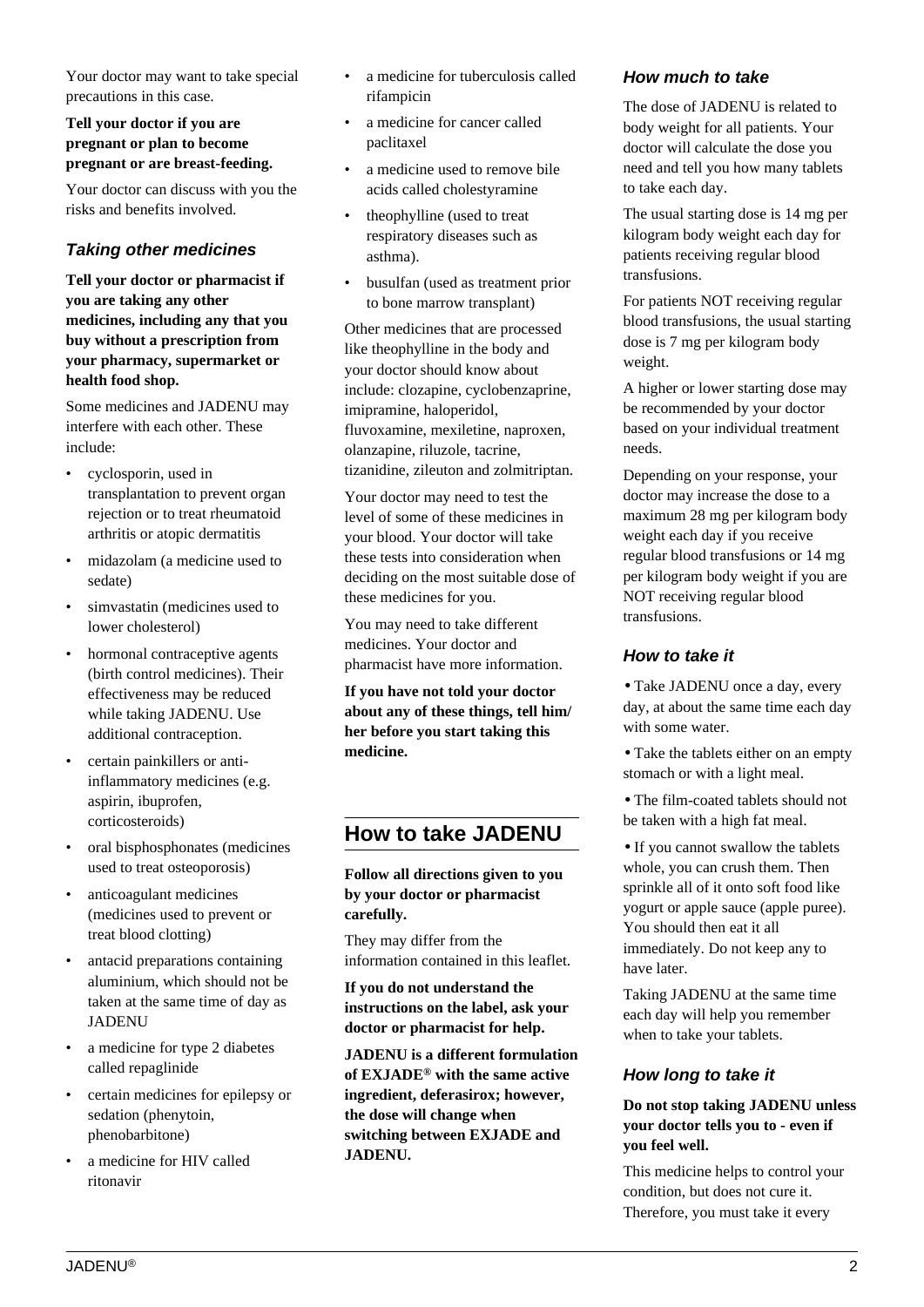Your doctor may want to take special precautions in this case.

**Tell your doctor if you are pregnant or plan to become pregnant or are breast-feeding.**

Your doctor can discuss with you the risks and benefits involved.

### *Taking other medicines*

**Tell your doctor or pharmacist if you are taking any other medicines, including any that you buy without a prescription from your pharmacy, supermarket or health food shop.**

Some medicines and JADENU may interfere with each other. These include:

- cyclosporin, used in transplantation to prevent organ rejection or to treat rheumatoid arthritis or atopic dermatitis
- midazolam (a medicine used to sedate)
- simvastatin (medicines used to lower cholesterol)
- hormonal contraceptive agents (birth control medicines). Their effectiveness may be reduced while taking JADENU. Use additional contraception.
- certain painkillers or anti-inflammatory medicines (e.g. aspirin, ibuprofen, corticosteroids)
- oral bisphosphonates (medicines used to treat osteoporosis)
- anticoagulant medicines (medicines used to prevent or treat blood clotting)
- antacid preparations containing aluminium, which should not be taken at the same time of day as JADENU
- a medicine for type 2 diabetes called repaglinide
- certain medicines for epilepsy or sedation (phenytoin, phenobarbitone)
- a medicine for HIV called ritonavir
- a medicine for tuberculosis called rifampicin
- a medicine for cancer called paclitaxel
- a medicine used to remove bile acids called cholestyramine
- theophylline (used to treat respiratory diseases such as asthma).
- busulfan (used as treatment prior to bone marrow transplant)

Other medicines that are processed like theophylline in the body and your doctor should know about include: clozapine, cyclobenzaprine, imipramine, haloperidol, fluvoxamine, mexiletine, naproxen, olanzapine, riluzole, tacrine, tizanidine, zileuton and zolmitriptan.

Your doctor may need to test the level of some of these medicines in your blood. Your doctor will take these tests into consideration when deciding on the most suitable dose of these medicines for you.

You may need to take different medicines. Your doctor and pharmacist have more information.

**If you have not told your doctor about any of these things, tell him/her before you start taking this medicine.**

## How to take JADENU

**Follow all directions given to you by your doctor or pharmacist carefully.**

They may differ from the information contained in this leaflet.

**If you do not understand the instructions on the label, ask your doctor or pharmacist for help.**

**JADENU is a different formulation of EXJADE® with the same active ingredient, deferasirox; however, the dose will change when switching between EXJADE and JADENU.**

### *How much to take*

The dose of JADENU is related to body weight for all patients. Your doctor will calculate the dose you need and tell you how many tablets to take each day.

The usual starting dose is 14 mg per kilogram body weight each day for patients receiving regular blood transfusions.

For patients NOT receiving regular blood transfusions, the usual starting dose is 7 mg per kilogram body weight.

A higher or lower starting dose may be recommended by your doctor based on your individual treatment needs.

Depending on your response, your doctor may increase the dose to a maximum 28 mg per kilogram body weight each day if you receive regular blood transfusions or 14 mg per kilogram body weight if you are NOT receiving regular blood transfusions.

### *How to take it*

- Take JADENU once a day, every day, at about the same time each day with some water.
- Take the tablets either on an empty stomach or with a light meal.
- The film-coated tablets should not be taken with a high fat meal.
- If you cannot swallow the tablets whole, you can crush them. Then sprinkle all of it onto soft food like yogurt or apple sauce (apple puree). You should then eat it all immediately. Do not keep any to have later.

Taking JADENU at the same time each day will help you remember when to take your tablets.

### *How long to take it*

**Do not stop taking JADENU unless your doctor tells you to - even if you feel well.**

This medicine helps to control your condition, but does not cure it. Therefore, you must take it every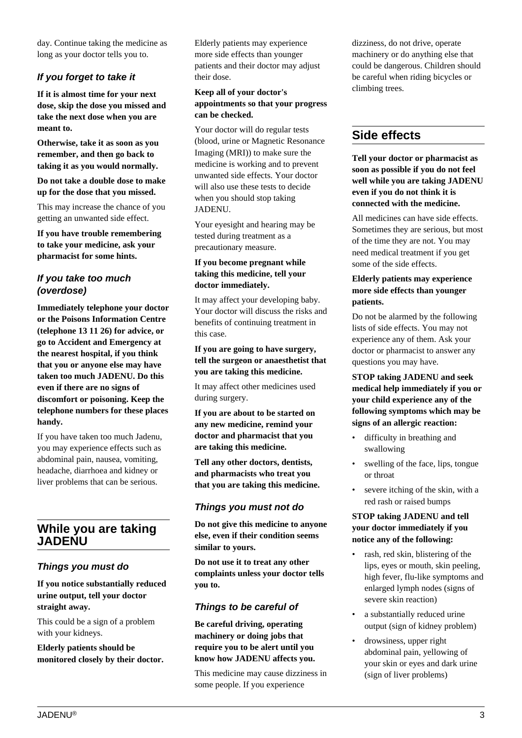day. Continue taking the medicine as long as your doctor tells you to.

### *If you forget to take it*

**If it is almost time for your next dose, skip the dose you missed and take the next dose when you are meant to.**

**Otherwise, take it as soon as you remember, and then go back to taking it as you would normally.**

**Do not take a double dose to make up for the dose that you missed.**

This may increase the chance of you getting an unwanted side effect.

**If you have trouble remembering to take your medicine, ask your pharmacist for some hints.**

### *If you take too much (overdose)*

**Immediately telephone your doctor or the Poisons Information Centre (telephone 13 11 26) for advice, or go to Accident and Emergency at the nearest hospital, if you think that you or anyone else may have taken too much JADENU. Do this even if there are no signs of discomfort or poisoning. Keep the telephone numbers for these places handy.**

If you have taken too much Jadenu, you may experience effects such as abdominal pain, nausea, vomiting, headache, diarrhoea and kidney or liver problems that can be serious.

## While you are taking JADENU

### *Things you must do*

**If you notice substantially reduced urine output, tell your doctor straight away.**

This could be a sign of a problem with your kidneys.

**Elderly patients should be monitored closely by their doctor.**

Elderly patients may experience more side effects than younger patients and their doctor may adjust their dose.

**Keep all of your doctor's appointments so that your progress can be checked.**

Your doctor will do regular tests (blood, urine or Magnetic Resonance Imaging (MRI)) to make sure the medicine is working and to prevent unwanted side effects. Your doctor will also use these tests to decide when you should stop taking JADENU.

Your eyesight and hearing may be tested during treatment as a precautionary measure.

**If you become pregnant while taking this medicine, tell your doctor immediately.**

It may affect your developing baby. Your doctor will discuss the risks and benefits of continuing treatment in this case.

**If you are going to have surgery, tell the surgeon or anaesthetist that you are taking this medicine.**

It may affect other medicines used during surgery.

**If you are about to be started on any new medicine, remind your doctor and pharmacist that you are taking this medicine.**

**Tell any other doctors, dentists, and pharmacists who treat you that you are taking this medicine.**

### *Things you must not do*

**Do not give this medicine to anyone else, even if their condition seems similar to yours.**

**Do not use it to treat any other complaints unless your doctor tells you to.**

### *Things to be careful of*

**Be careful driving, operating machinery or doing jobs that require you to be alert until you know how JADENU affects you.**

This medicine may cause dizziness in some people. If you experience dizziness, do not drive, operate machinery or do anything else that could be dangerous. Children should be careful when riding bicycles or climbing trees.

## Side effects

**Tell your doctor or pharmacist as soon as possible if you do not feel well while you are taking JADENU even if you do not think it is connected with the medicine.**

All medicines can have side effects. Sometimes they are serious, but most of the time they are not. You may need medical treatment if you get some of the side effects.

**Elderly patients may experience more side effects than younger patients.**

Do not be alarmed by the following lists of side effects. You may not experience any of them. Ask your doctor or pharmacist to answer any questions you may have.

**STOP taking JADENU and seek medical help immediately if you or your child experience any of the following symptoms which may be signs of an allergic reaction:**

- difficulty in breathing and swallowing
- swelling of the face, lips, tongue or throat
- severe itching of the skin, with a red rash or raised bumps

**STOP taking JADENU and tell your doctor immediately if you notice any of the following:**

- rash, red skin, blistering of the lips, eyes or mouth, skin peeling, high fever, flu-like symptoms and enlarged lymph nodes (signs of severe skin reaction)
- a substantially reduced urine output (sign of kidney problem)
- drowsiness, upper right abdominal pain, yellowing of your skin or eyes and dark urine (sign of liver problems)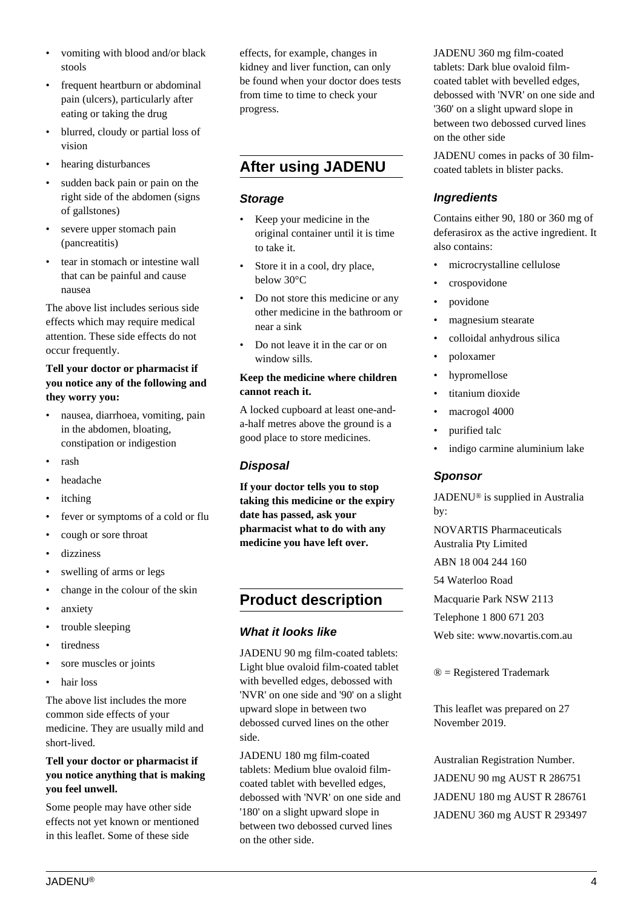- vomiting with blood and/or black stools
- frequent heartburn or abdominal pain (ulcers), particularly after eating or taking the drug
- blurred, cloudy or partial loss of vision
- hearing disturbances
- sudden back pain or pain on the right side of the abdomen (signs of gallstones)
- severe upper stomach pain (pancreatitis)
- tear in stomach or intestine wall that can be painful and cause nausea

The above list includes serious side effects which may require medical attention. These side effects do not occur frequently.

**Tell your doctor or pharmacist if you notice any of the following and they worry you:**

- nausea, diarrhoea, vomiting, pain in the abdomen, bloating, constipation or indigestion
- rash
- headache
- itching
- fever or symptoms of a cold or flu
- cough or sore throat
- dizziness
- swelling of arms or legs
- change in the colour of the skin
- anxiety
- trouble sleeping
- tiredness
- sore muscles or joints
- hair loss

The above list includes the more common side effects of your medicine. They are usually mild and short-lived.

**Tell your doctor or pharmacist if you notice anything that is making you feel unwell.**

Some people may have other side effects not yet known or mentioned in this leaflet. Some of these side effects, for example, changes in kidney and liver function, can only be found when your doctor does tests from time to time to check your progress.

## After using JADENU

### *Storage*

- Keep your medicine in the original container until it is time to take it.
- Store it in a cool, dry place, below 30°C
- Do not store this medicine or any other medicine in the bathroom or near a sink
- Do not leave it in the car or on window sills.

**Keep the medicine where children cannot reach it.**

A locked cupboard at least one-and-a-half metres above the ground is a good place to store medicines.

### *Disposal*

**If your doctor tells you to stop taking this medicine or the expiry date has passed, ask your pharmacist what to do with any medicine you have left over.**

## Product description

### *What it looks like*

JADENU 90 mg film-coated tablets: Light blue ovaloid film-coated tablet with bevelled edges, debossed with 'NVR' on one side and '90' on a slight upward slope in between two debossed curved lines on the other side.

JADENU 180 mg film-coated tablets: Medium blue ovaloid film-coated tablet with bevelled edges, debossed with 'NVR' on one side and '180' on a slight upward slope in between two debossed curved lines on the other side.

JADENU 360 mg film-coated tablets: Dark blue ovaloid film-coated tablet with bevelled edges, debossed with 'NVR' on one side and '360' on a slight upward slope in between two debossed curved lines on the other side

JADENU comes in packs of 30 film-coated tablets in blister packs.

### *Ingredients*

Contains either 90, 180 or 360 mg of deferasirox as the active ingredient. It also contains:

- microcrystalline cellulose
- crospovidone
- povidone
- magnesium stearate
- colloidal anhydrous silica
- poloxamer
- hypromellose
- titanium dioxide
- macrogol 4000
- purified talc
- indigo carmine aluminium lake

### *Sponsor*

JADENU® is supplied in Australia by:

NOVARTIS Pharmaceuticals Australia Pty Limited

ABN 18 004 244 160

54 Waterloo Road

Macquarie Park NSW 2113

Telephone 1 800 671 203

Web site: www.novartis.com.au

® = Registered Trademark

This leaflet was prepared on 27 November 2019.

Australian Registration Number.

JADENU 90 mg AUST R 286751

JADENU 180 mg AUST R 286761

JADENU 360 mg AUST R 293497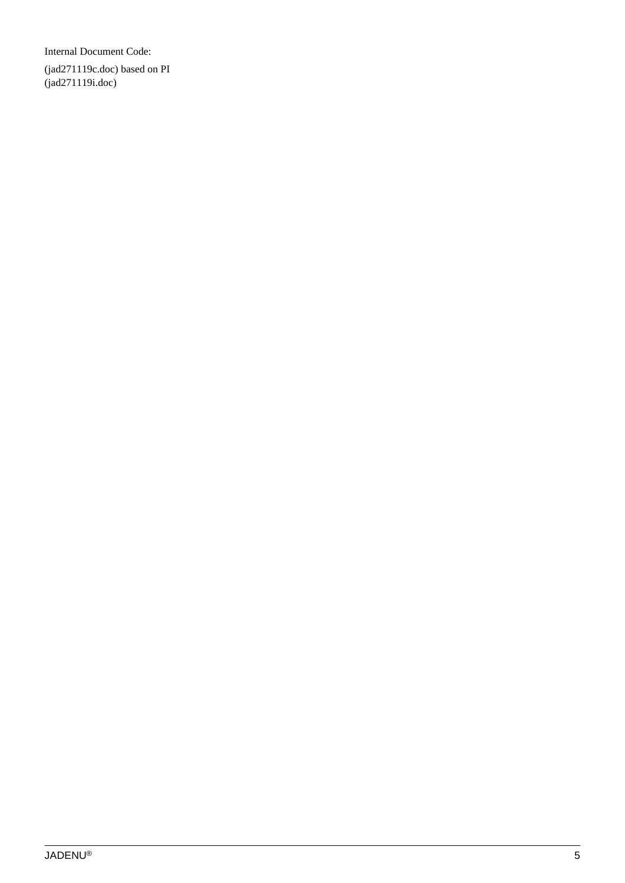Internal Document Code:

(jad271119c.doc) based on PI (jad271119i.doc)